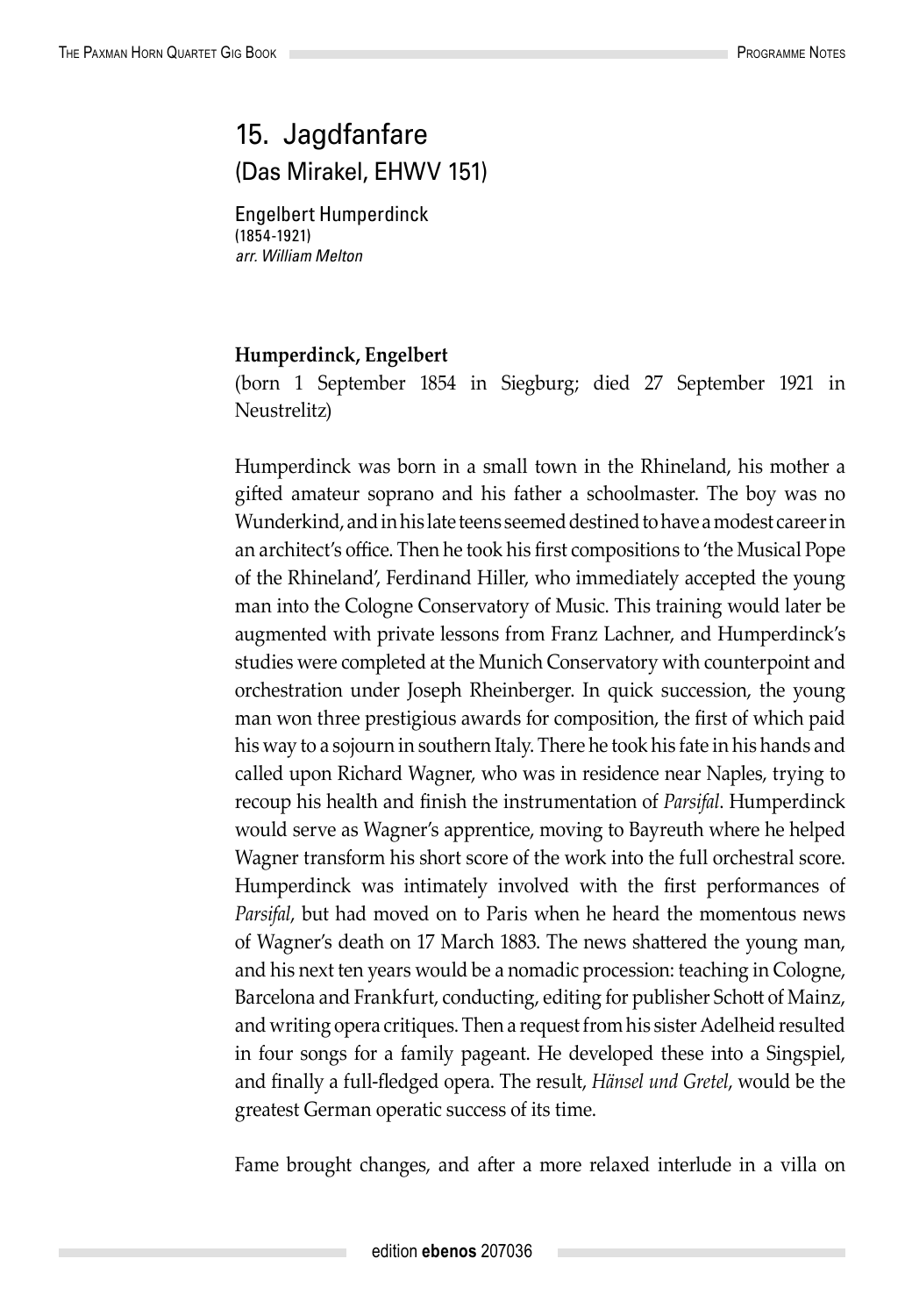# 15. Jagdfanfare

## (Das Mirakel, EHWV 151)

Engelbert Humperdinck
(1854-1921)
*arr. William Melton*

**Humperdinck, Engelbert**

(born 1 September 1854 in Siegburg; died 27 September 1921 in Neustrelitz)

Humperdinck was born in a small town in the Rhineland, his mother a gifted amateur soprano and his father a schoolmaster. The boy was no Wunderkind, and in his late teens seemed destined to have a modest career in an architect's office. Then he took his first compositions to 'the Musical Pope of the Rhineland', Ferdinand Hiller, who immediately accepted the young man into the Cologne Conservatory of Music. This training would later be augmented with private lessons from Franz Lachner, and Humperdinck's studies were completed at the Munich Conservatory with counterpoint and orchestration under Joseph Rheinberger. In quick succession, the young man won three prestigious awards for composition, the first of which paid his way to a sojourn in southern Italy. There he took his fate in his hands and called upon Richard Wagner, who was in residence near Naples, trying to recoup his health and finish the instrumentation of *Parsifal*. Humperdinck would serve as Wagner's apprentice, moving to Bayreuth where he helped Wagner transform his short score of the work into the full orchestral score. Humperdinck was intimately involved with the first performances of *Parsifal*, but had moved on to Paris when he heard the momentous news of Wagner's death on 17 March 1883. The news shattered the young man, and his next ten years would be a nomadic procession: teaching in Cologne, Barcelona and Frankfurt, conducting, editing for publisher Schott of Mainz, and writing opera critiques. Then a request from his sister Adelheid resulted in four songs for a family pageant. He developed these into a Singspiel, and finally a full-fledged opera. The result, *Hänsel und Gretel*, would be the greatest German operatic success of its time.

Fame brought changes, and after a more relaxed interlude in a villa on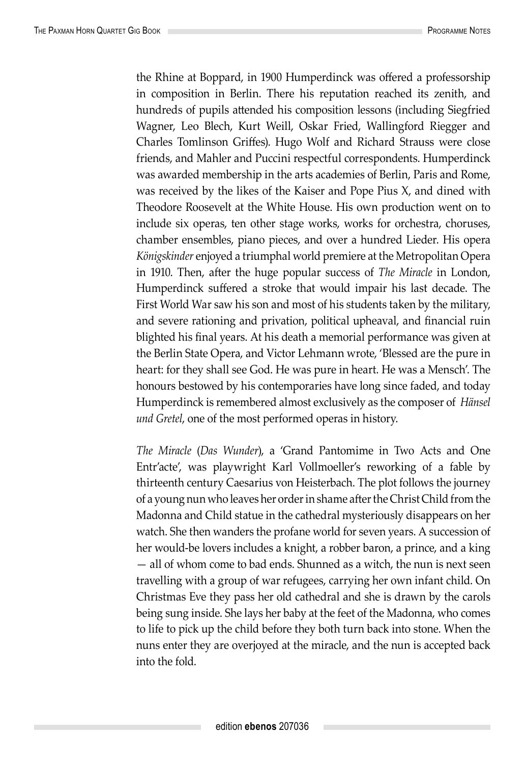the Rhine at Boppard, in 1900 Humperdinck was offered a professorship in composition in Berlin. There his reputation reached its zenith, and hundreds of pupils attended his composition lessons (including Siegfried Wagner, Leo Blech, Kurt Weill, Oskar Fried, Wallingford Riegger and Charles Tomlinson Griffes). Hugo Wolf and Richard Strauss were close friends, and Mahler and Puccini respectful correspondents. Humperdinck was awarded membership in the arts academies of Berlin, Paris and Rome, was received by the likes of the Kaiser and Pope Pius X, and dined with Theodore Roosevelt at the White House. His own production went on to include six operas, ten other stage works, works for orchestra, choruses, chamber ensembles, piano pieces, and over a hundred Lieder. His opera *Königskinder* enjoyed a triumphal world premiere at the Metropolitan Opera in 1910. Then, after the huge popular success of *The Miracle* in London, Humperdinck suffered a stroke that would impair his last decade. The First World War saw his son and most of his students taken by the military, and severe rationing and privation, political upheaval, and financial ruin blighted his final years. At his death a memorial performance was given at the Berlin State Opera, and Victor Lehmann wrote, 'Blessed are the pure in heart: for they shall see God. He was pure in heart. He was a Mensch'. The honours bestowed by his contemporaries have long since faded, and today Humperdinck is remembered almost exclusively as the composer of *Hänsel und Gretel*, one of the most performed operas in history.

*The Miracle* (*Das Wunder*), a 'Grand Pantomime in Two Acts and One Entr'acte', was playwright Karl Vollmoeller's reworking of a fable by thirteenth century Caesarius von Heisterbach. The plot follows the journey of a young nun who leaves her order in shame after the Christ Child from the Madonna and Child statue in the cathedral mysteriously disappears on her watch. She then wanders the profane world for seven years. A succession of her would-be lovers includes a knight, a robber baron, a prince, and a king — all of whom come to bad ends. Shunned as a witch, the nun is next seen travelling with a group of war refugees, carrying her own infant child. On Christmas Eve they pass her old cathedral and she is drawn by the carols being sung inside. She lays her baby at the feet of the Madonna, who comes to life to pick up the child before they both turn back into stone. When the nuns enter they are overjoyed at the miracle, and the nun is accepted back into the fold.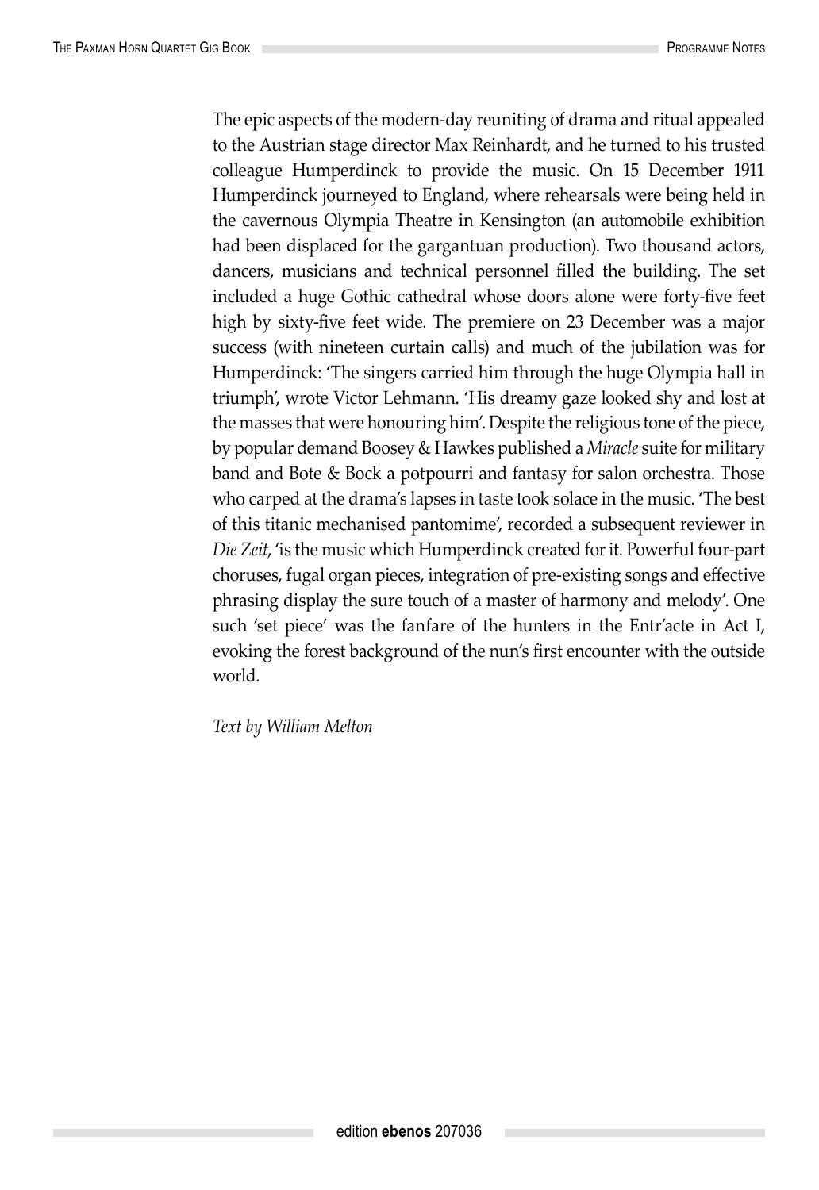The epic aspects of the modern-day reuniting of drama and ritual appealed to the Austrian stage director Max Reinhardt, and he turned to his trusted colleague Humperdinck to provide the music. On 15 December 1911 Humperdinck journeyed to England, where rehearsals were being held in the cavernous Olympia Theatre in Kensington (an automobile exhibition had been displaced for the gargantuan production). Two thousand actors, dancers, musicians and technical personnel filled the building. The set included a huge Gothic cathedral whose doors alone were forty-five feet high by sixty-five feet wide. The premiere on 23 December was a major success (with nineteen curtain calls) and much of the jubilation was for Humperdinck: 'The singers carried him through the huge Olympia hall in triumph', wrote Victor Lehmann. 'His dreamy gaze looked shy and lost at the masses that were honouring him'. Despite the religious tone of the piece, by popular demand Boosey & Hawkes published a *Miracle* suite for military band and Bote & Bock a potpourri and fantasy for salon orchestra. Those who carped at the drama's lapses in taste took solace in the music. 'The best of this titanic mechanised pantomime', recorded a subsequent reviewer in *Die Zeit*, 'is the music which Humperdinck created for it. Powerful four-part choruses, fugal organ pieces, integration of pre-existing songs and effective phrasing display the sure touch of a master of harmony and melody'. One such 'set piece' was the fanfare of the hunters in the Entr'acte in Act I, evoking the forest background of the nun's first encounter with the outside world.

*Text by William Melton*